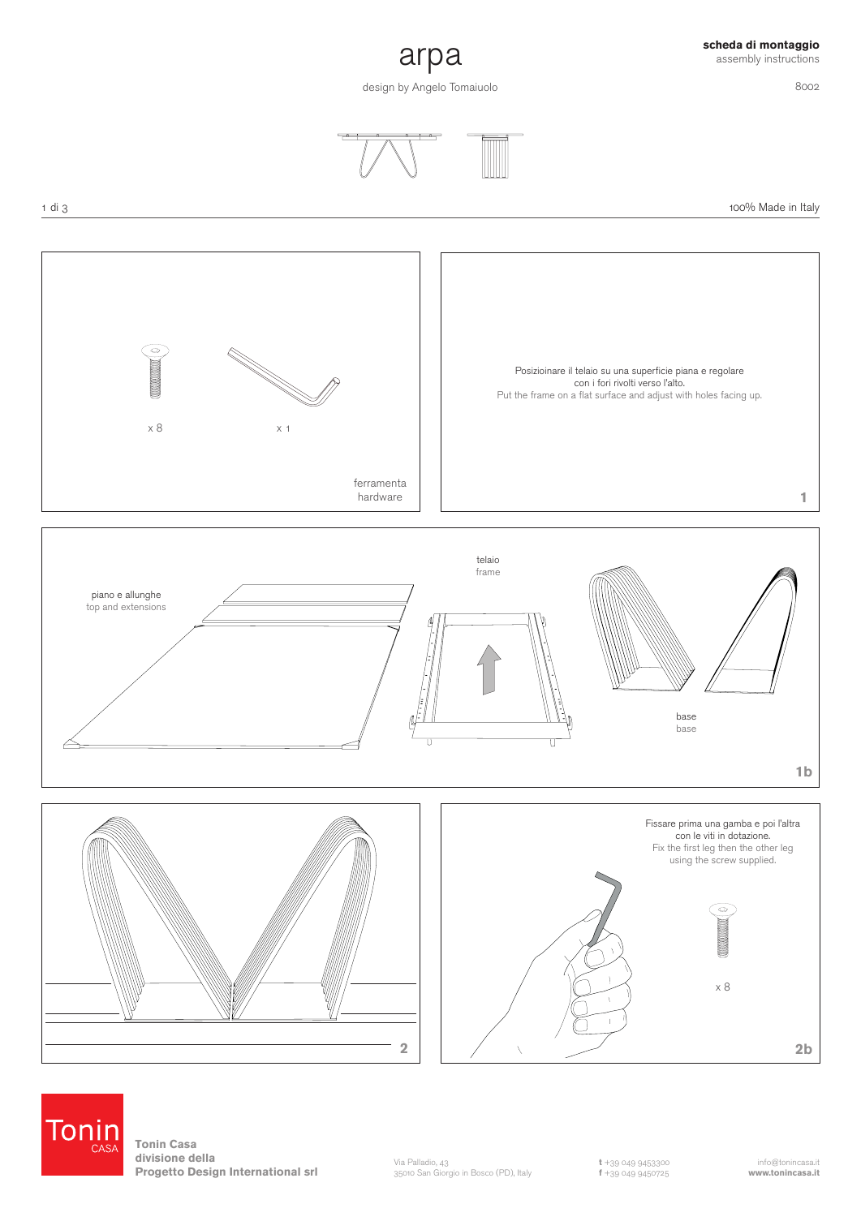# arpa

design by Angelo Tomaiuolo

**scheda di montaggio**
assembly instructions

8002

100% Made in Italy

x 8

x 1

ferramenta
hardware

Posizioinare il telaio su una superficie piana e regolare con i fori rivolti verso l'alto.
Put the frame on a flat surface and adjust with holes facing up.

1

piano e allunghe
top and extensions

telaio
frame

base
base

1b

2

Fissare prima una gamba e poi l'altra con le viti in dotazione.
Fix the first leg then the other leg using the screw supplied.

x 8

2b

**Tonin Casa**
**divisione della**
**Progetto Design International srl**

Via Palladio, 43
35010 San Giorgio in Bosco (PD), Italy

**t** +39 049 9453300
**f** +39 049 9450725

info@tonincasa.it
**www.tonincasa.it**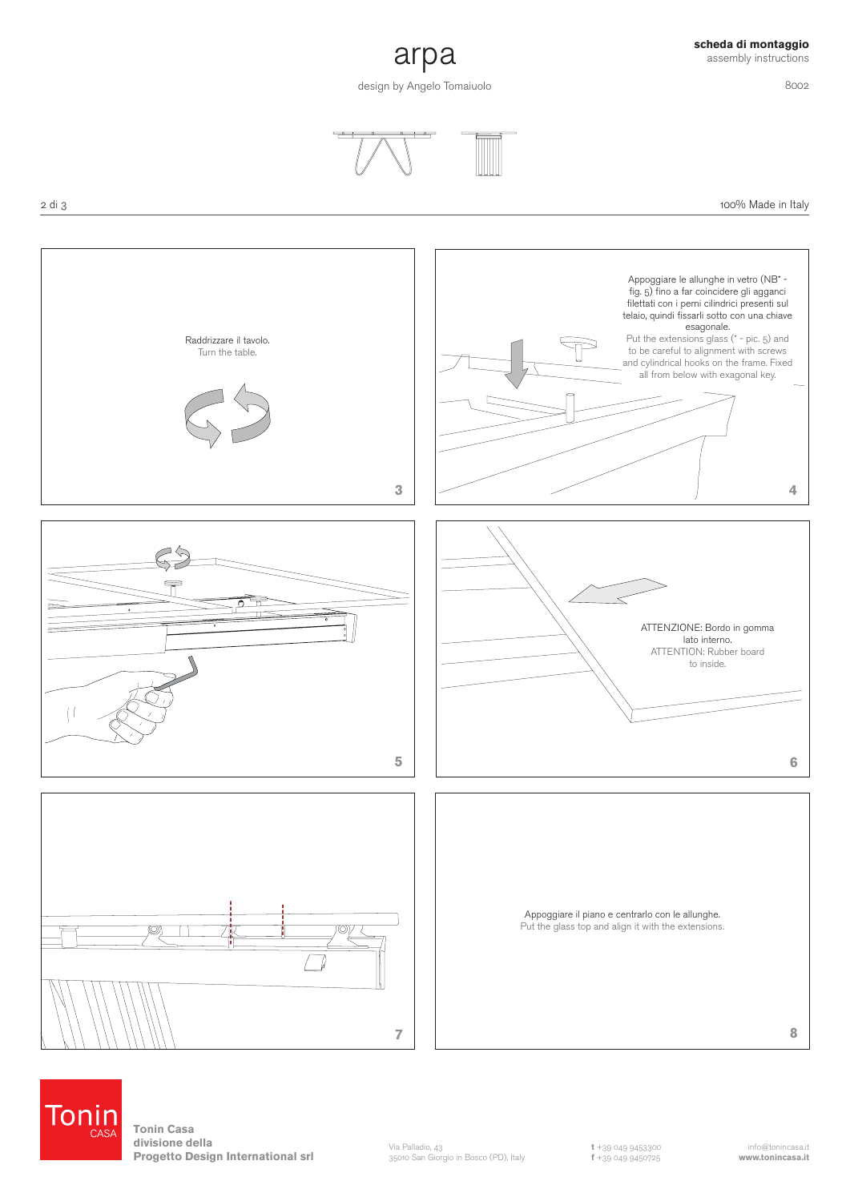# arpa

design by Angelo Tomaiuolo

**scheda di montaggio**
assembly instructions

8002

100% Made in Italy

Raddrizzare il tavolo.
Turn the table.

3

Appoggiare le allunghe in vetro (NB* - fig. 5) fino a far coincidere gli agganci filettati con i perni cilindrici presenti sul telaio, quindi fissarli sotto con una chiave esagonale.
Put the extensions glass (* - pic. 5) and to be careful to alignment with screws and cylindrical hooks on the frame. Fixed all from below with exagonal key.

4

5

ATTENZIONE: Bordo in gomma lato interno.
ATTENTION: Rubber board to inside.

6

7

Appoggiare il piano e centrarlo con le allunghe.
Put the glass top and align it with the extensions.

8

**Tonin Casa**
**divisione della**
**Progetto Design International srl**

Via Palladio, 43
35010 San Giorgio in Bosco (PD), Italy

**t** +39 049 9453300
**f** +39 049 9450725

info@tonincasa.it
**www.tonincasa.it**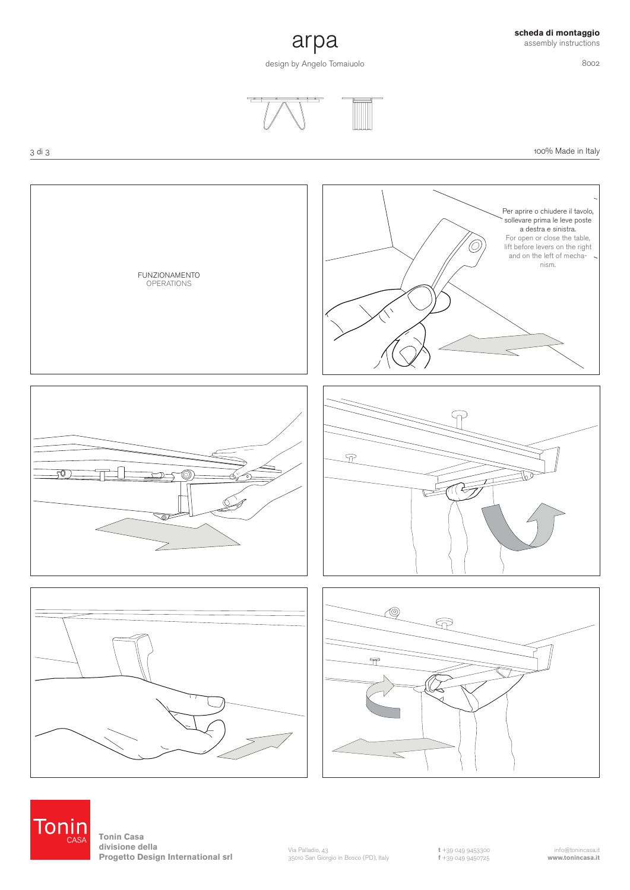# arpa

design by Angelo Tomaiuolo

**scheda di montaggio**
assembly instructions

8002

100% Made in Italy

FUNZIONAMENTO
OPERATIONS

Per aprire o chiudere il tavolo, sollevare prima le leve poste a destra e sinistra.
For open or close the table, lift before levers on the right and on the left of mechanism.

**Tonin Casa**
**divisione della**
**Progetto Design International srl**

Via Palladio, 43
35010 San Giorgio in Bosco (PD), Italy

**t** +39 049 9453300
**f** +39 049 9450725

info@tonincasa.it
**www.tonincasa.it**